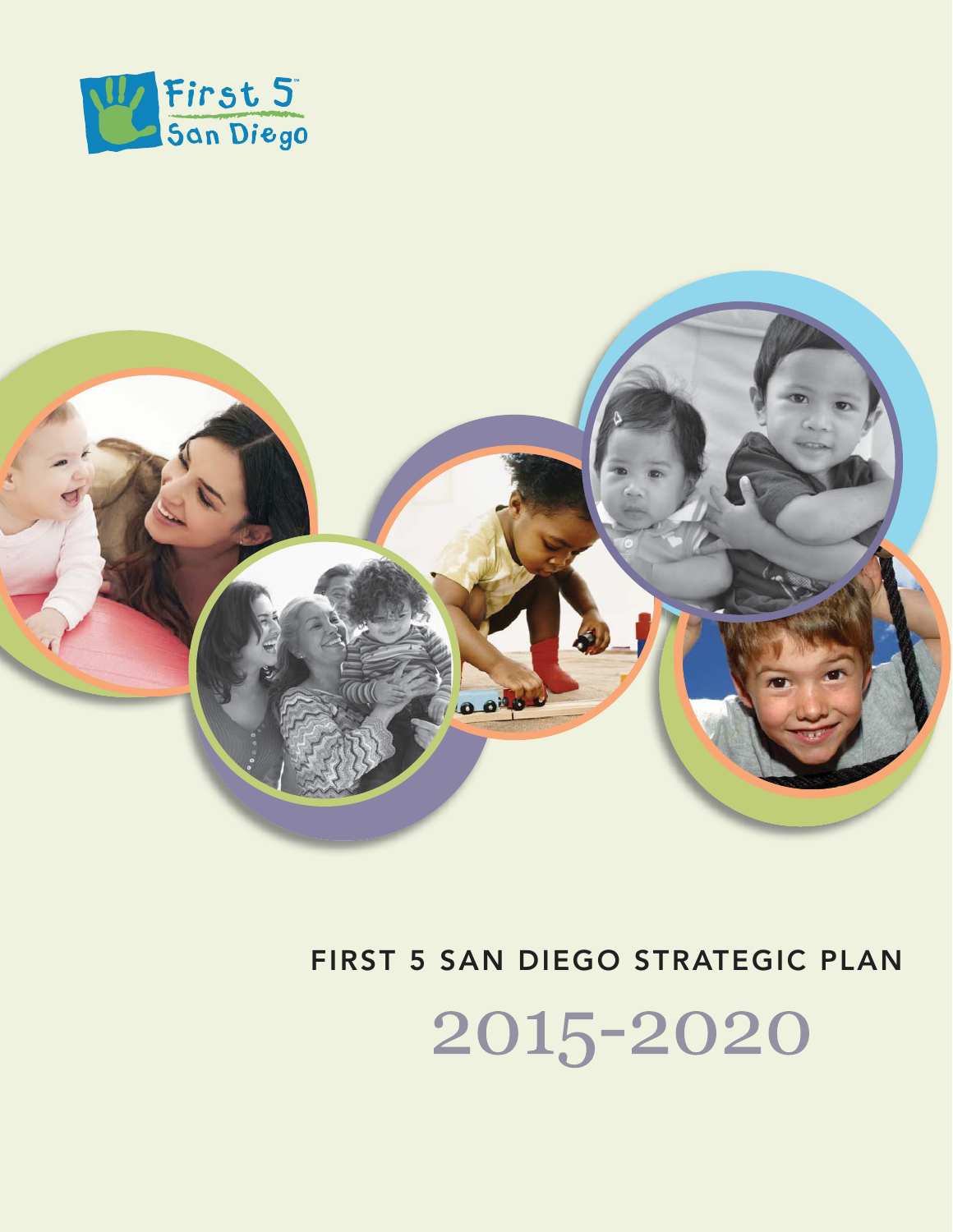First 5 San Diego

# FIRST 5 SAN DIEGO STRATEGIC PLAN

# 2015-2020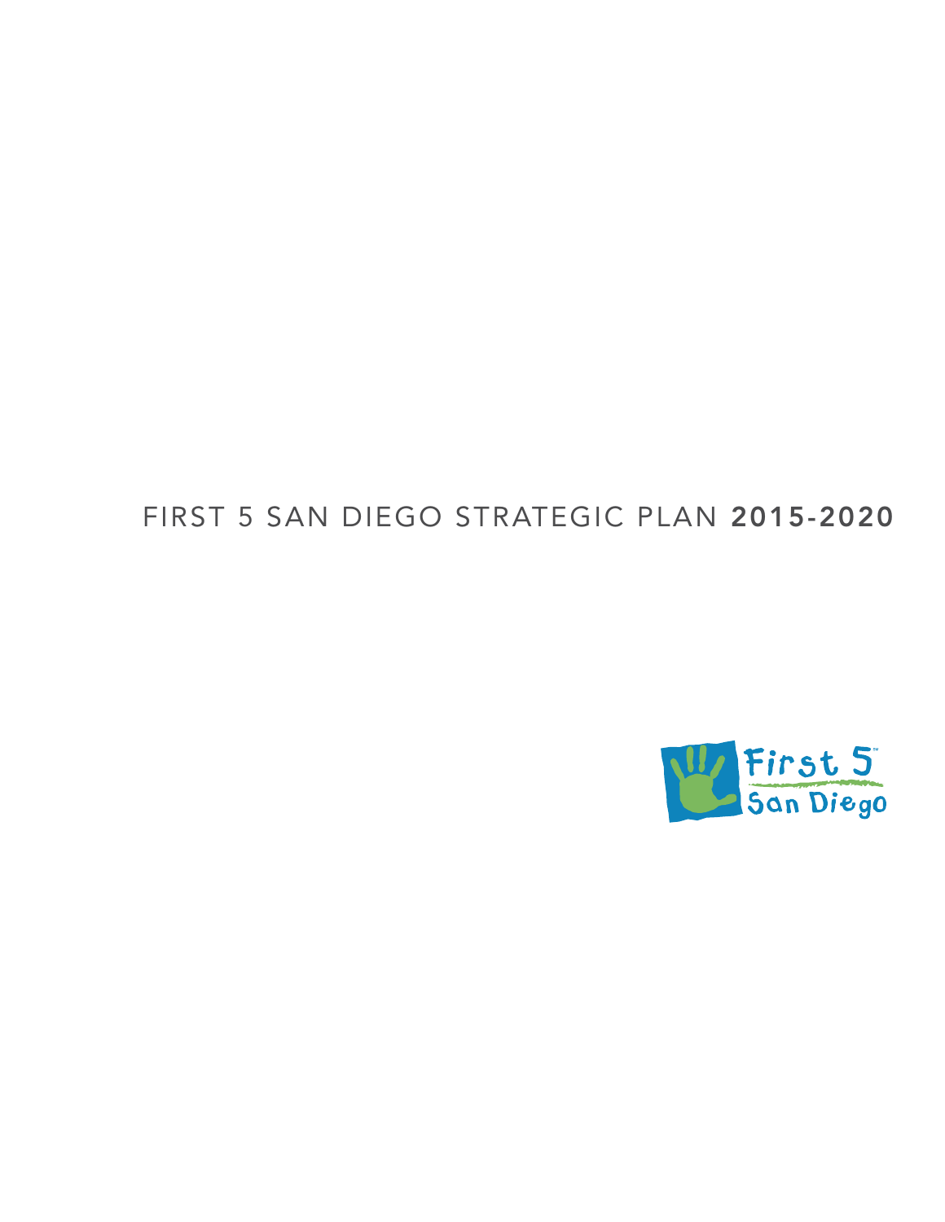# FIRST 5 SAN DIEGO STRATEGIC PLAN **2015-2020**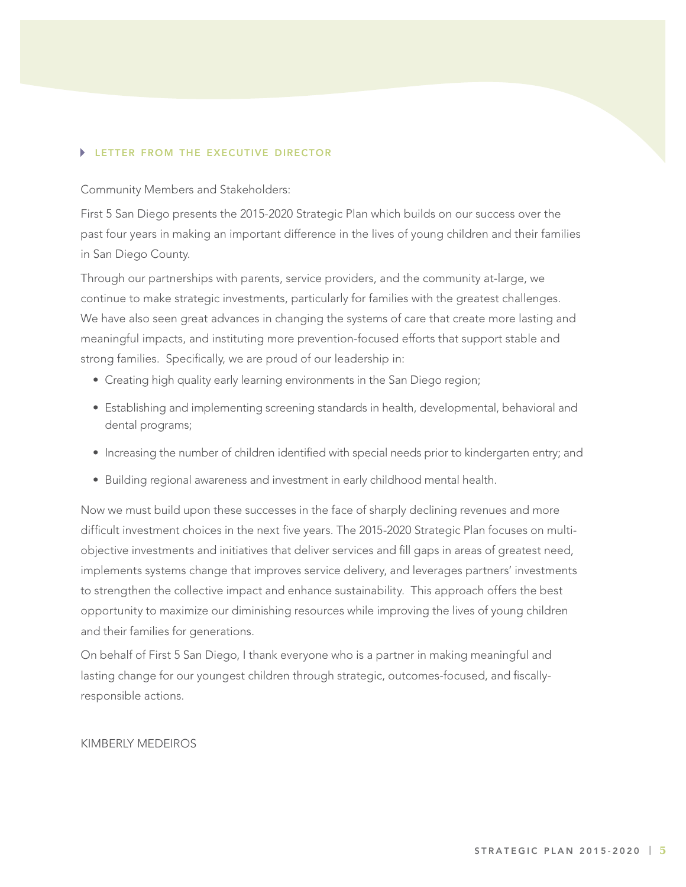## LETTER FROM THE EXECUTIVE DIRECTOR

Community Members and Stakeholders:

First 5 San Diego presents the 2015-2020 Strategic Plan which builds on our success over the past four years in making an important difference in the lives of young children and their families in San Diego County.

Through our partnerships with parents, service providers, and the community at-large, we continue to make strategic investments, particularly for families with the greatest challenges. We have also seen great advances in changing the systems of care that create more lasting and meaningful impacts, and instituting more prevention-focused efforts that support stable and strong families. Specifically, we are proud of our leadership in:

- Creating high quality early learning environments in the San Diego region;
- Establishing and implementing screening standards in health, developmental, behavioral and dental programs;
- Increasing the number of children identified with special needs prior to kindergarten entry; and
- Building regional awareness and investment in early childhood mental health.

Now we must build upon these successes in the face of sharply declining revenues and more difficult investment choices in the next five years. The 2015-2020 Strategic Plan focuses on multi-objective investments and initiatives that deliver services and fill gaps in areas of greatest need, implements systems change that improves service delivery, and leverages partners' investments to strengthen the collective impact and enhance sustainability. This approach offers the best opportunity to maximize our diminishing resources while improving the lives of young children and their families for generations.

On behalf of First 5 San Diego, I thank everyone who is a partner in making meaningful and lasting change for our youngest children through strategic, outcomes-focused, and fiscally-responsible actions.

KIMBERLY MEDEIROS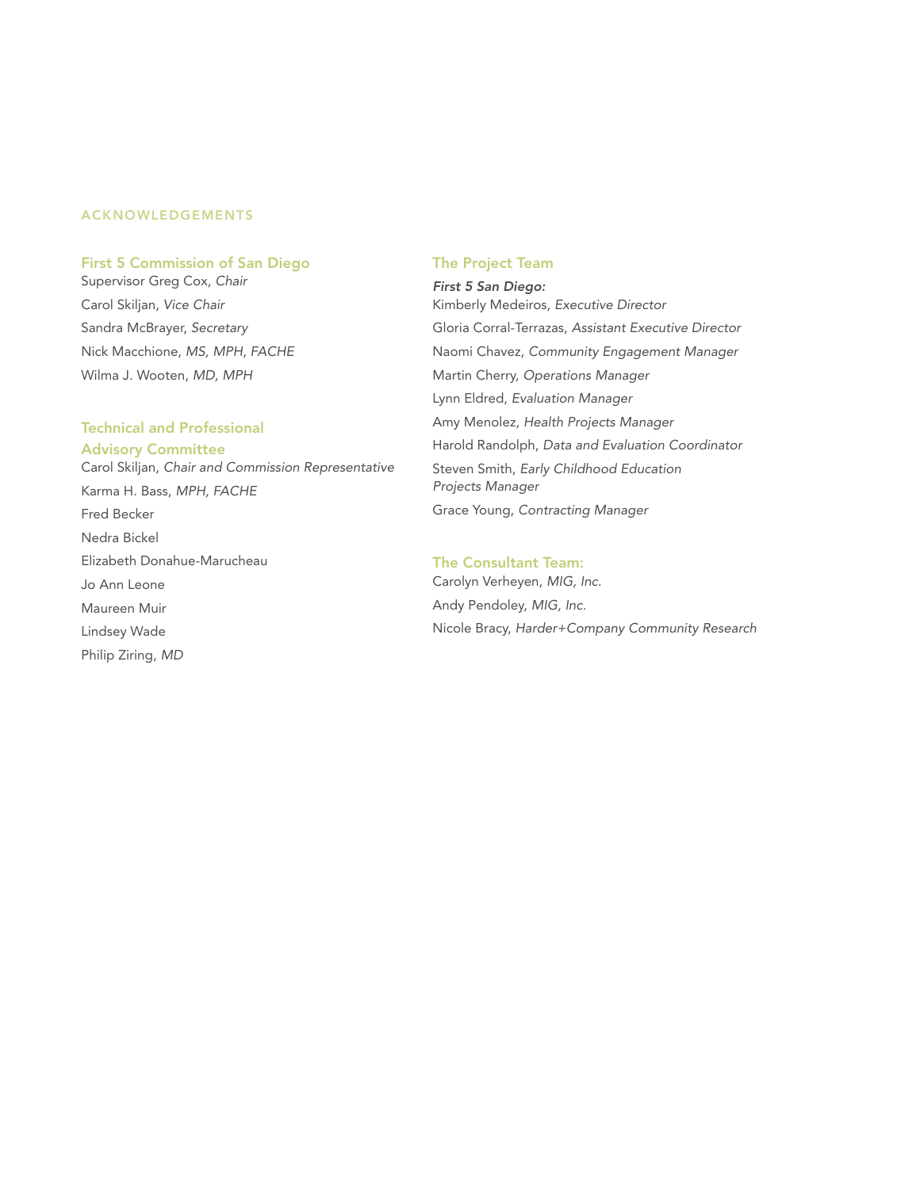## ACKNOWLEDGEMENTS

### First 5 Commission of San Diego

Supervisor Greg Cox, *Chair*

Carol Skiljan, *Vice Chair*

Sandra McBrayer, *Secretary*

Nick Macchione, *MS, MPH, FACHE*

Wilma J. Wooten, *MD, MPH*

### Technical and Professional Advisory Committee

Carol Skiljan, *Chair and Commission Representative*

Karma H. Bass, *MPH, FACHE*

Fred Becker

Nedra Bickel

Elizabeth Donahue-Marucheau

Jo Ann Leone

Maureen Muir

Lindsey Wade

Philip Ziring, *MD*

### The Project Team

***First 5 San Diego:***

Kimberly Medeiros, *Executive Director*

Gloria Corral-Terrazas, *Assistant Executive Director*

Naomi Chavez, *Community Engagement Manager*

Martin Cherry, *Operations Manager*

Lynn Eldred, *Evaluation Manager*

Amy Menolez, *Health Projects Manager*

Harold Randolph, *Data and Evaluation Coordinator*

Steven Smith, *Early Childhood Education Projects Manager*

Grace Young, *Contracting Manager*

### The Consultant Team:

Carolyn Verheyen, *MIG, Inc.*

Andy Pendoley, *MIG, Inc.*

Nicole Bracy, *Harder+Company Community Research*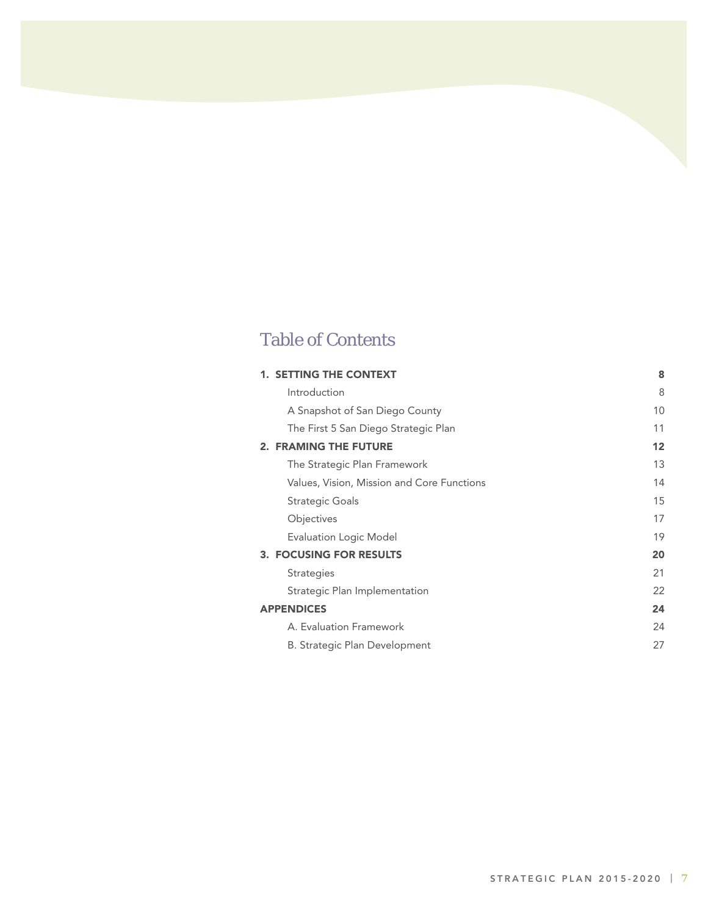# Table of Contents

| | |
|---|---|
| **1. SETTING THE CONTEXT** | **8** |
| Introduction | 8 |
| A Snapshot of San Diego County | 10 |
| The First 5 San Diego Strategic Plan | 11 |
| **2. FRAMING THE FUTURE** | **12** |
| The Strategic Plan Framework | 13 |
| Values, Vision, Mission and Core Functions | 14 |
| Strategic Goals | 15 |
| Objectives | 17 |
| Evaluation Logic Model | 19 |
| **3. FOCUSING FOR RESULTS** | **20** |
| Strategies | 21 |
| Strategic Plan Implementation | 22 |
| **APPENDICES** | **24** |
| A. Evaluation Framework | 24 |
| B. Strategic Plan Development | 27 |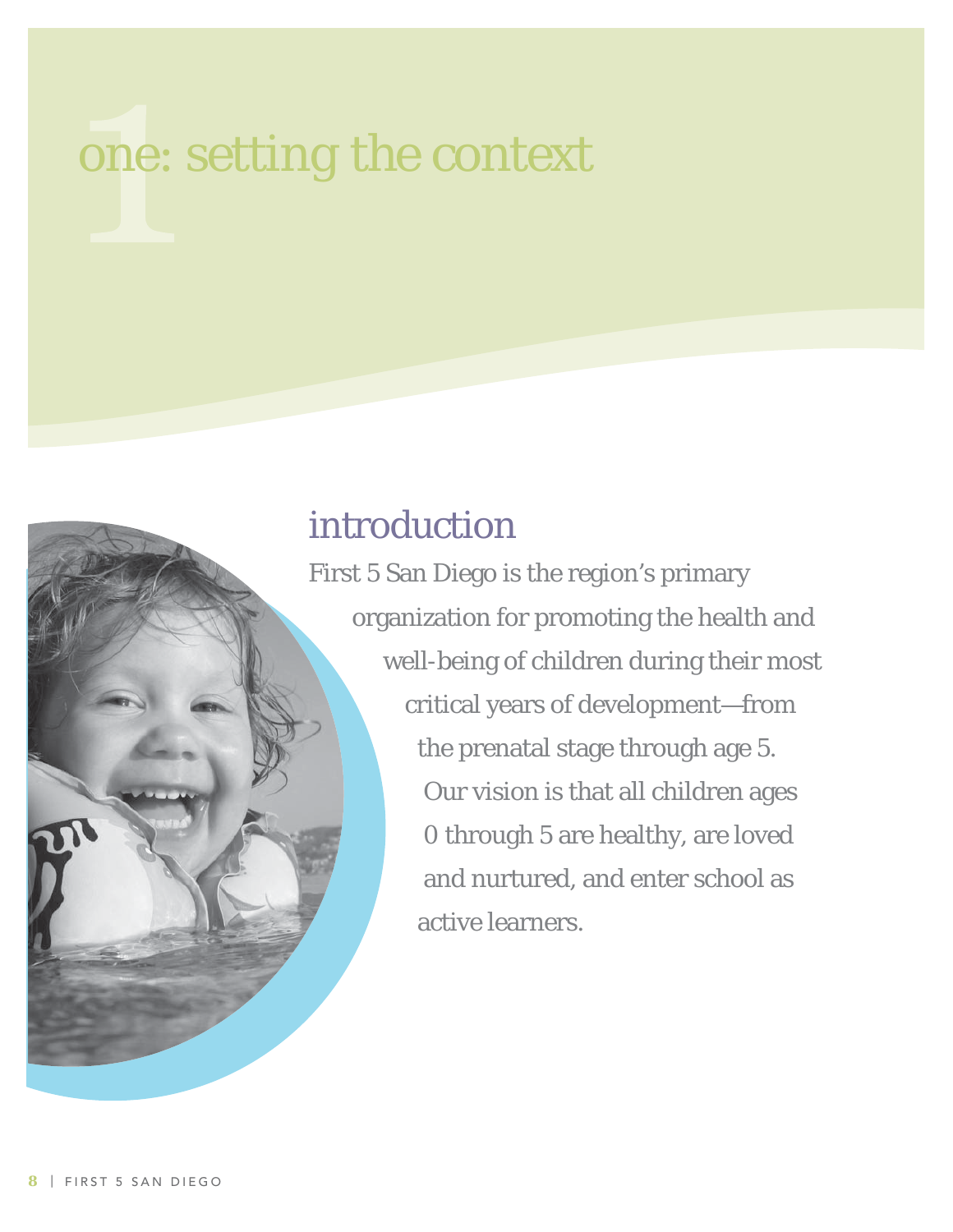# one: setting the context

## introduction

First 5 San Diego is the region's primary organization for promoting the health and well-being of children during their most critical years of development—from the prenatal stage through age 5. Our vision is that all children ages 0 through 5 are healthy, are loved and nurtured, and enter school as active learners.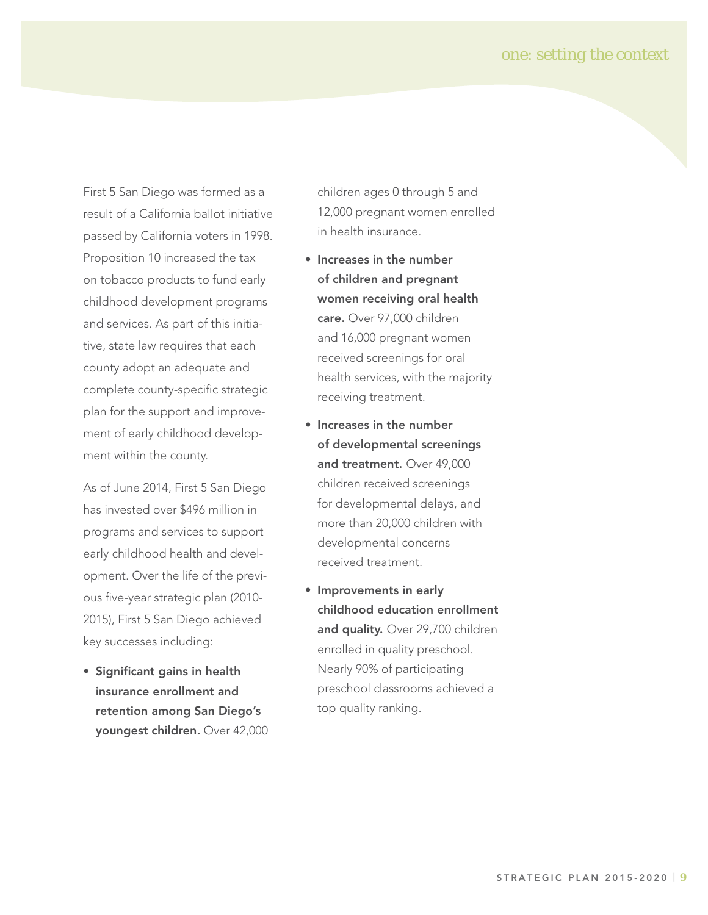# one: setting the context

First 5 San Diego was formed as a result of a California ballot initiative passed by California voters in 1998. Proposition 10 increased the tax on tobacco products to fund early childhood development programs and services. As part of this initiative, state law requires that each county adopt an adequate and complete county-specific strategic plan for the support and improvement of early childhood development within the county.

As of June 2014, First 5 San Diego has invested over $496 million in programs and services to support early childhood health and development. Over the life of the previous five-year strategic plan (2010-2015), First 5 San Diego achieved key successes including:

- **Significant gains in health insurance enrollment and retention among San Diego's youngest children.** Over 42,000 children ages 0 through 5 and 12,000 pregnant women enrolled in health insurance.
- **Increases in the number of children and pregnant women receiving oral health care.** Over 97,000 children and 16,000 pregnant women received screenings for oral health services, with the majority receiving treatment.
- **Increases in the number of developmental screenings and treatment.** Over 49,000 children received screenings for developmental delays, and more than 20,000 children with developmental concerns received treatment.
- **Improvements in early childhood education enrollment and quality.** Over 29,700 children enrolled in quality preschool. Nearly 90% of participating preschool classrooms achieved a top quality ranking.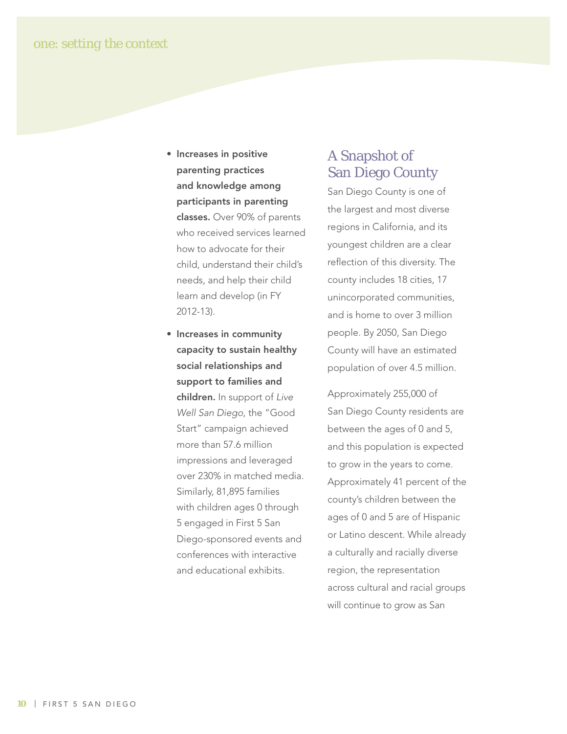- **Increases in positive parenting practices and knowledge among participants in parenting classes.** Over 90% of parents who received services learned how to advocate for their child, understand their child's needs, and help their child learn and develop (in FY 2012-13).
- **Increases in community capacity to sustain healthy social relationships and support to families and children.** In support of *Live Well San Diego*, the "Good Start" campaign achieved more than 57.6 million impressions and leveraged over 230% in matched media. Similarly, 81,895 families with children ages 0 through 5 engaged in First 5 San Diego-sponsored events and conferences with interactive and educational exhibits.

## A Snapshot of San Diego County

San Diego County is one of the largest and most diverse regions in California, and its youngest children are a clear reflection of this diversity. The county includes 18 cities, 17 unincorporated communities, and is home to over 3 million people. By 2050, San Diego County will have an estimated population of over 4.5 million.

Approximately 255,000 of San Diego County residents are between the ages of 0 and 5, and this population is expected to grow in the years to come. Approximately 41 percent of the county's children between the ages of 0 and 5 are of Hispanic or Latino descent. While already a culturally and racially diverse region, the representation across cultural and racial groups will continue to grow as San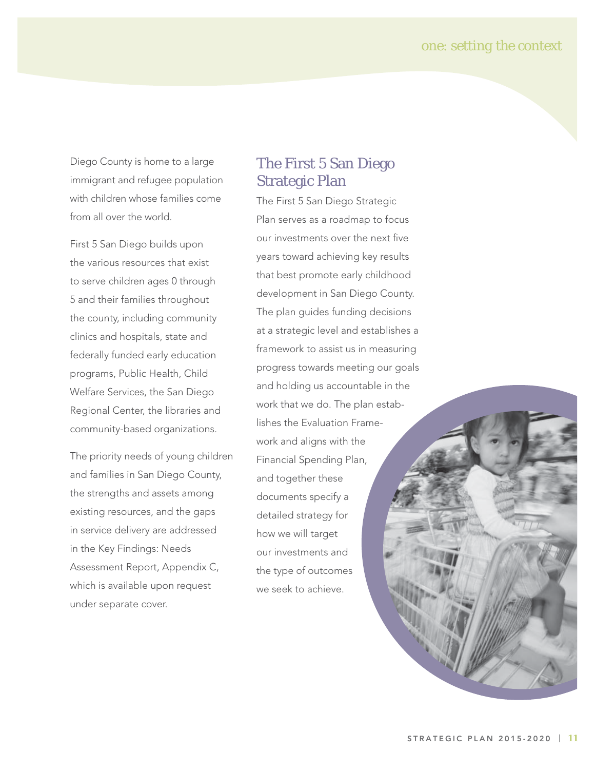Diego County is home to a large immigrant and refugee population with children whose families come from all over the world.

First 5 San Diego builds upon the various resources that exist to serve children ages 0 through 5 and their families throughout the county, including community clinics and hospitals, state and federally funded early education programs, Public Health, Child Welfare Services, the San Diego Regional Center, the libraries and community-based organizations.

The priority needs of young children and families in San Diego County, the strengths and assets among existing resources, and the gaps in service delivery are addressed in the Key Findings: Needs Assessment Report, Appendix C, which is available upon request under separate cover.

## The First 5 San Diego Strategic Plan

The First 5 San Diego Strategic Plan serves as a roadmap to focus our investments over the next five years toward achieving key results that best promote early childhood development in San Diego County. The plan guides funding decisions at a strategic level and establishes a framework to assist us in measuring progress towards meeting our goals and holding us accountable in the work that we do. The plan establishes the Evaluation Framework and aligns with the Financial Spending Plan, and together these documents specify a detailed strategy for how we will target our investments and the type of outcomes we seek to achieve.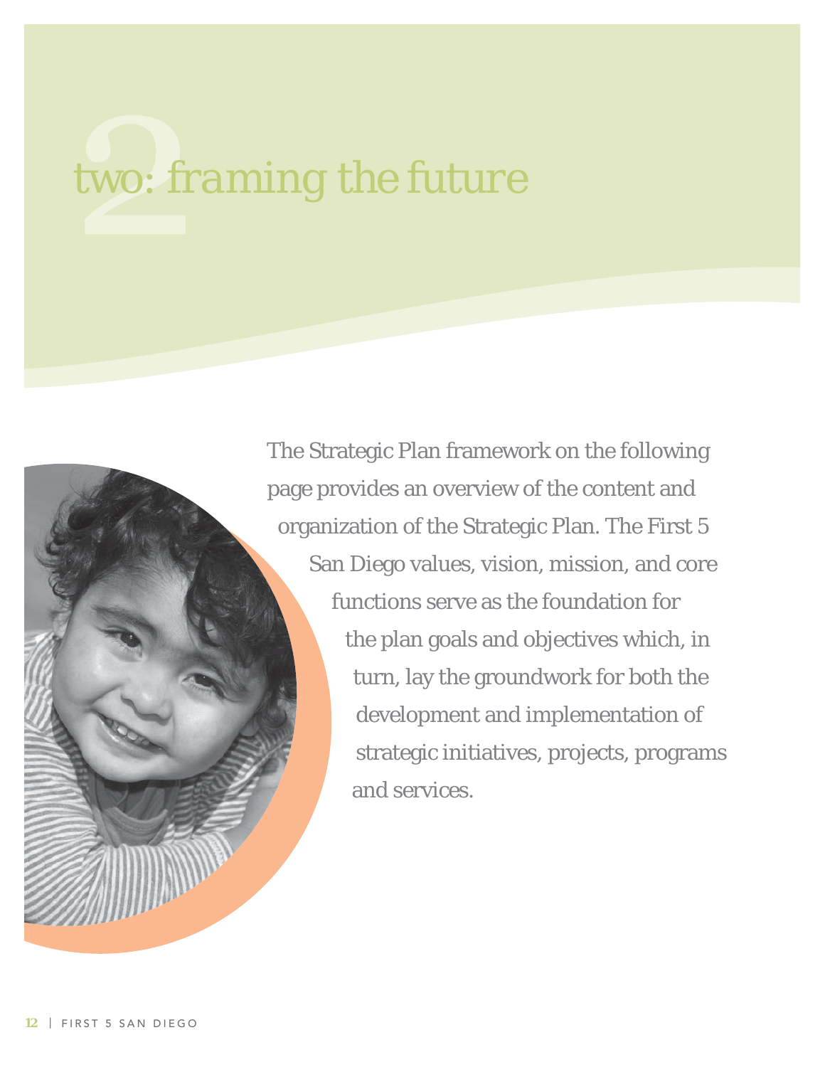# two: framing the future

The Strategic Plan framework on the following page provides an overview of the content and organization of the Strategic Plan. The First 5 San Diego values, vision, mission, and core functions serve as the foundation for the plan goals and objectives which, in turn, lay the groundwork for both the development and implementation of strategic initiatives, projects, programs and services.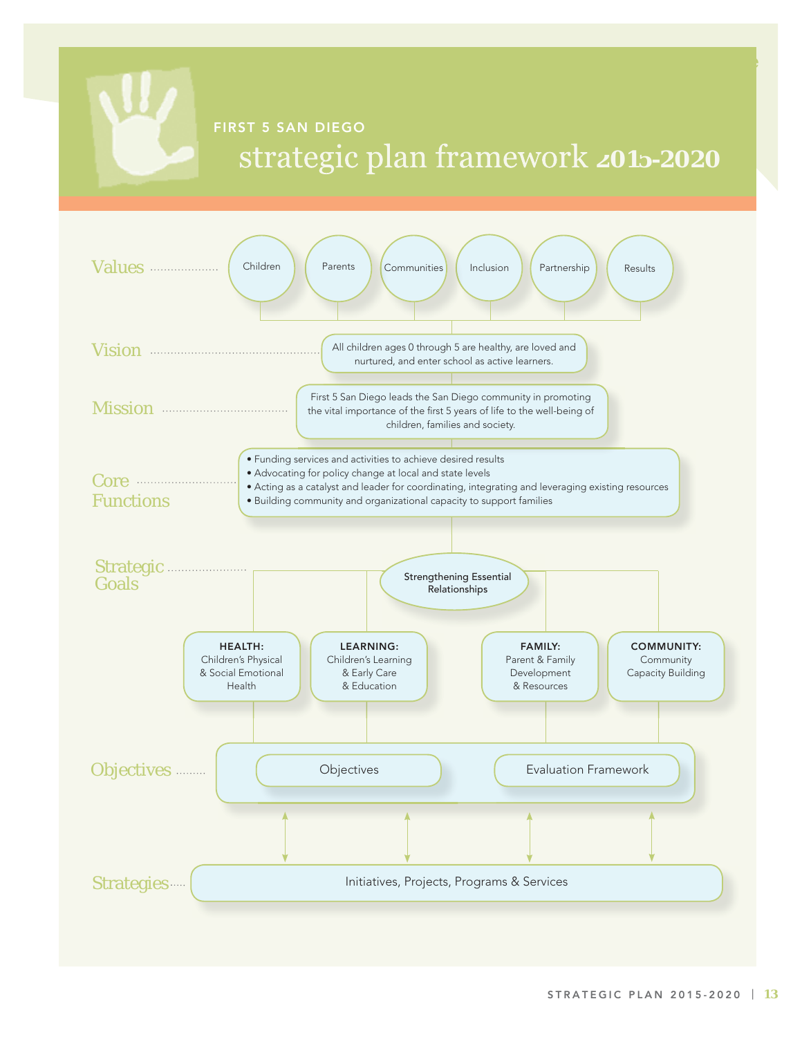FIRST 5 SAN DIEGO

# strategic plan framework 2015-2020

## Values

- Children
- Parents
- Communities
- Inclusion
- Partnership
- Results

## Vision

All children ages 0 through 5 are healthy, are loved and nurtured, and enter school as active learners.

## Mission

First 5 San Diego leads the San Diego community in promoting the vital importance of the first 5 years of life to the well-being of children, families and society.

## Core Functions

- Funding services and activities to achieve desired results
- Advocating for policy change at local and state levels
- Acting as a catalyst and leader for coordinating, integrating and leveraging existing resources
- Building community and organizational capacity to support families

## Strategic Goals

Strengthening Essential Relationships

- **HEALTH:** Children's Physical & Social Emotional Health
- **LEARNING:** Children's Learning & Early Care & Education
- **FAMILY:** Parent & Family Development & Resources
- **COMMUNITY:** Community Capacity Building

## Objectives

- Objectives
- Evaluation Framework

## Strategies

Initiatives, Projects, Programs & Services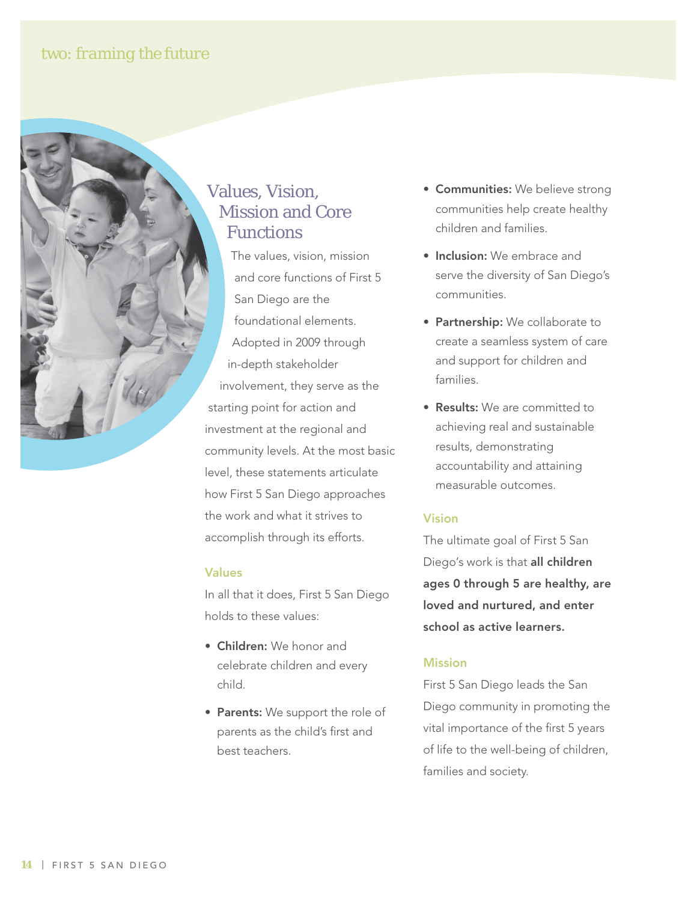## Values, Vision, Mission and Core Functions

The values, vision, mission and core functions of First 5 San Diego are the foundational elements. Adopted in 2009 through in-depth stakeholder involvement, they serve as the starting point for action and investment at the regional and community levels. At the most basic level, these statements articulate how First 5 San Diego approaches the work and what it strives to accomplish through its efforts.

### Values

In all that it does, First 5 San Diego holds to these values:

- **Children:** We honor and celebrate children and every child.
- **Parents:** We support the role of parents as the child's first and best teachers.
- **Communities:** We believe strong communities help create healthy children and families.
- **Inclusion:** We embrace and serve the diversity of San Diego's communities.
- **Partnership:** We collaborate to create a seamless system of care and support for children and families.
- **Results:** We are committed to achieving real and sustainable results, demonstrating accountability and attaining measurable outcomes.

### Vision

The ultimate goal of First 5 San Diego's work is that **all children ages 0 through 5 are healthy, are loved and nurtured, and enter school as active learners.**

### Mission

First 5 San Diego leads the San Diego community in promoting the vital importance of the first 5 years of life to the well-being of children, families and society.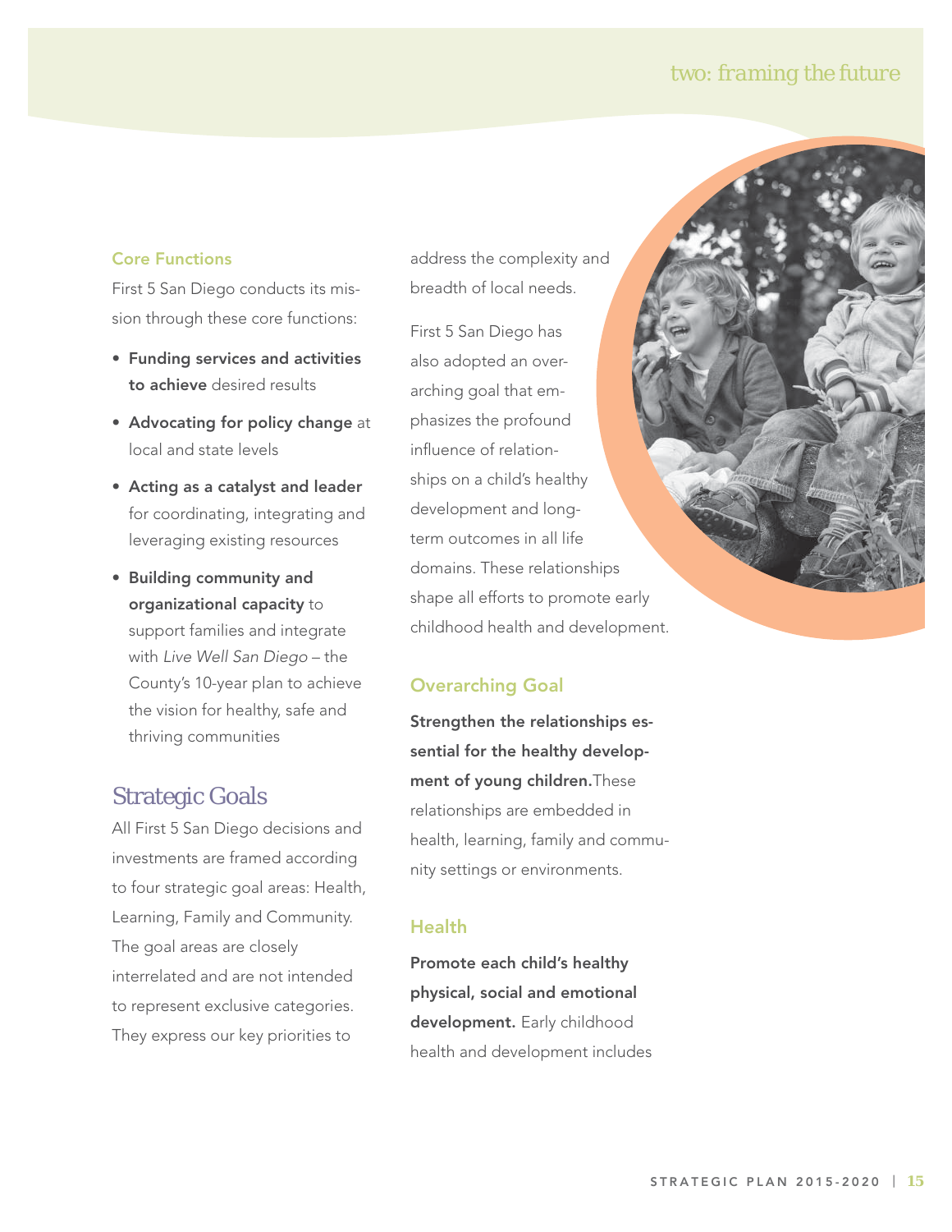### Core Functions

First 5 San Diego conducts its mission through these core functions:

- **Funding services and activities to achieve** desired results
- **Advocating for policy change** at local and state levels
- **Acting as a catalyst and leader** for coordinating, integrating and leveraging existing resources
- **Building community and organizational capacity** to support families and integrate with *Live Well San Diego* – the County's 10-year plan to achieve the vision for healthy, safe and thriving communities

## Strategic Goals

All First 5 San Diego decisions and investments are framed according to four strategic goal areas: Health, Learning, Family and Community. The goal areas are closely interrelated and are not intended to represent exclusive categories. They express our key priorities to address the complexity and breadth of local needs.

First 5 San Diego has also adopted an overarching goal that emphasizes the profound influence of relationships on a child's healthy development and long-term outcomes in all life domains. These relationships shape all efforts to promote early childhood health and development.

### Overarching Goal

**Strengthen the relationships essential for the healthy development of young children.** These relationships are embedded in health, learning, family and community settings or environments.

### Health

**Promote each child's healthy physical, social and emotional development.** Early childhood health and development includes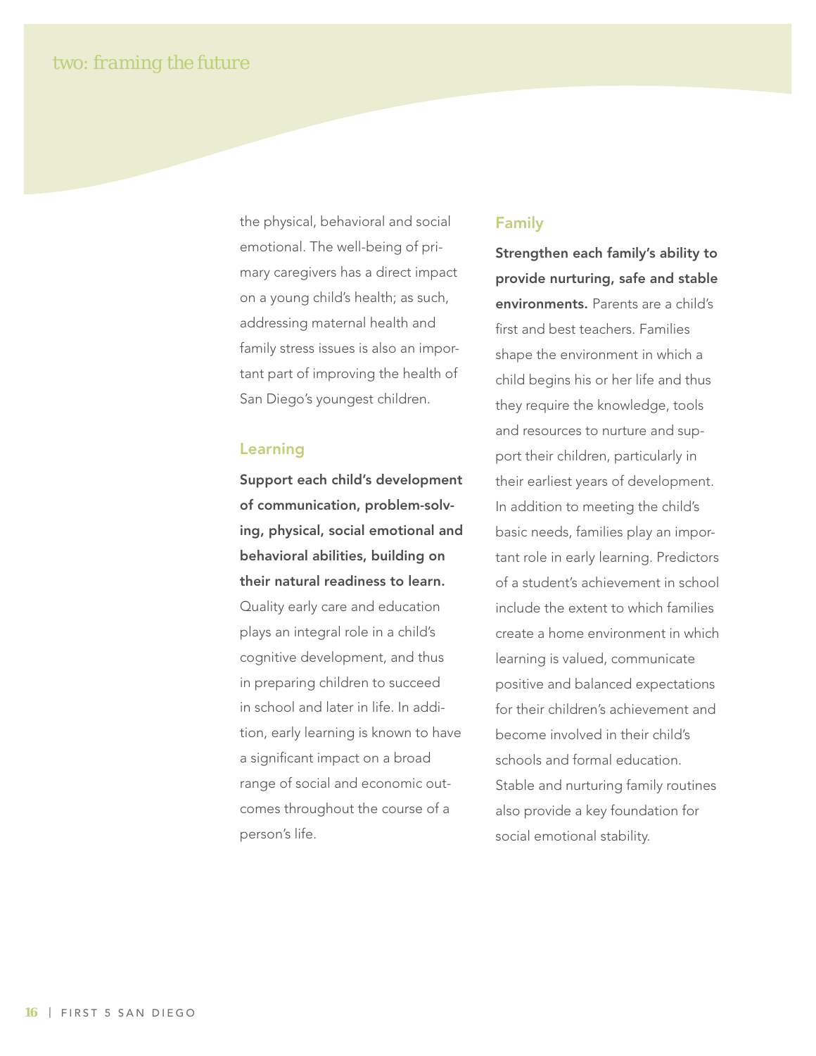the physical, behavioral and social emotional. The well-being of primary caregivers has a direct impact on a young child's health; as such, addressing maternal health and family stress issues is also an important part of improving the health of San Diego's youngest children.

### Learning

**Support each child's development of communication, problem-solving, physical, social emotional and behavioral abilities, building on their natural readiness to learn.** Quality early care and education plays an integral role in a child's cognitive development, and thus in preparing children to succeed in school and later in life. In addition, early learning is known to have a significant impact on a broad range of social and economic outcomes throughout the course of a person's life.

### Family

**Strengthen each family's ability to provide nurturing, safe and stable environments.** Parents are a child's first and best teachers. Families shape the environment in which a child begins his or her life and thus they require the knowledge, tools and resources to nurture and support their children, particularly in their earliest years of development. In addition to meeting the child's basic needs, families play an important role in early learning. Predictors of a student's achievement in school include the extent to which families create a home environment in which learning is valued, communicate positive and balanced expectations for their children's achievement and become involved in their child's schools and formal education. Stable and nurturing family routines also provide a key foundation for social emotional stability.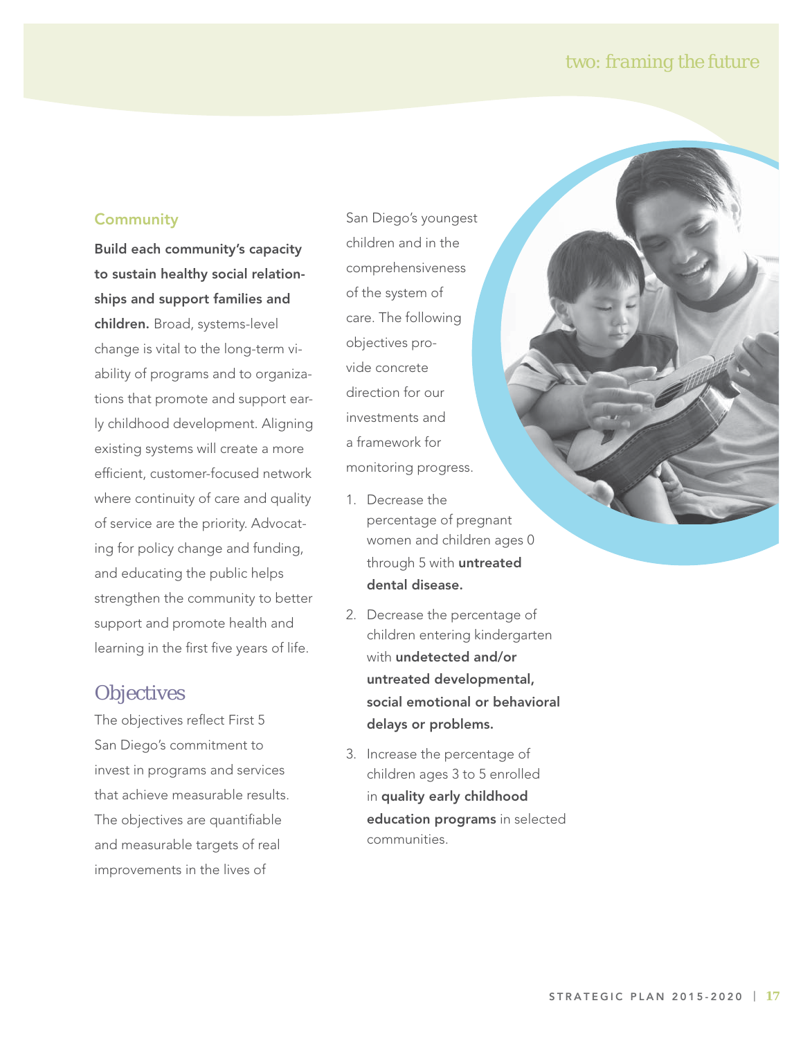## Community

**Build each community's capacity to sustain healthy social relationships and support families and children.** Broad, systems-level change is vital to the long-term viability of programs and to organizations that promote and support early childhood development. Aligning existing systems will create a more efficient, customer-focused network where continuity of care and quality of service are the priority. Advocating for policy change and funding, and educating the public helps strengthen the community to better support and promote health and learning in the first five years of life.

## Objectives

The objectives reflect First 5 San Diego's commitment to invest in programs and services that achieve measurable results. The objectives are quantifiable and measurable targets of real improvements in the lives of San Diego's youngest children and in the comprehensiveness of the system of care. The following objectives provide concrete direction for our investments and a framework for monitoring progress.

1. Decrease the percentage of pregnant women and children ages 0 through 5 with **untreated dental disease.**
2. Decrease the percentage of children entering kindergarten with **undetected and/or untreated developmental, social emotional or behavioral delays or problems.**
3. Increase the percentage of children ages 3 to 5 enrolled in **quality early childhood education programs** in selected communities.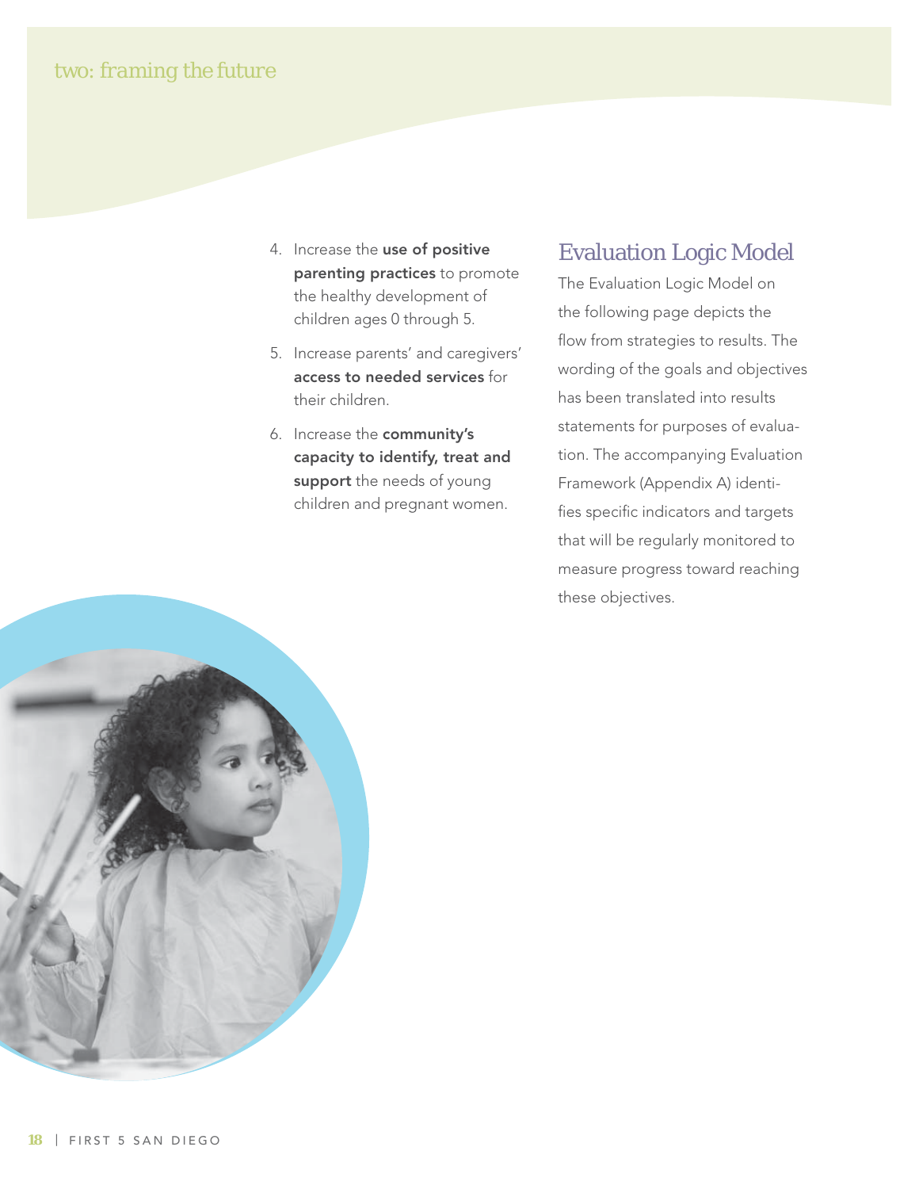4. Increase the **use of positive parenting practices** to promote the healthy development of children ages 0 through 5.
5. Increase parents' and caregivers' **access to needed services** for their children.
6. Increase the **community's capacity to identify, treat and support** the needs of young children and pregnant women.

## Evaluation Logic Model

The Evaluation Logic Model on the following page depicts the flow from strategies to results. The wording of the goals and objectives has been translated into results statements for purposes of evaluation. The accompanying Evaluation Framework (Appendix A) identifies specific indicators and targets that will be regularly monitored to measure progress toward reaching these objectives.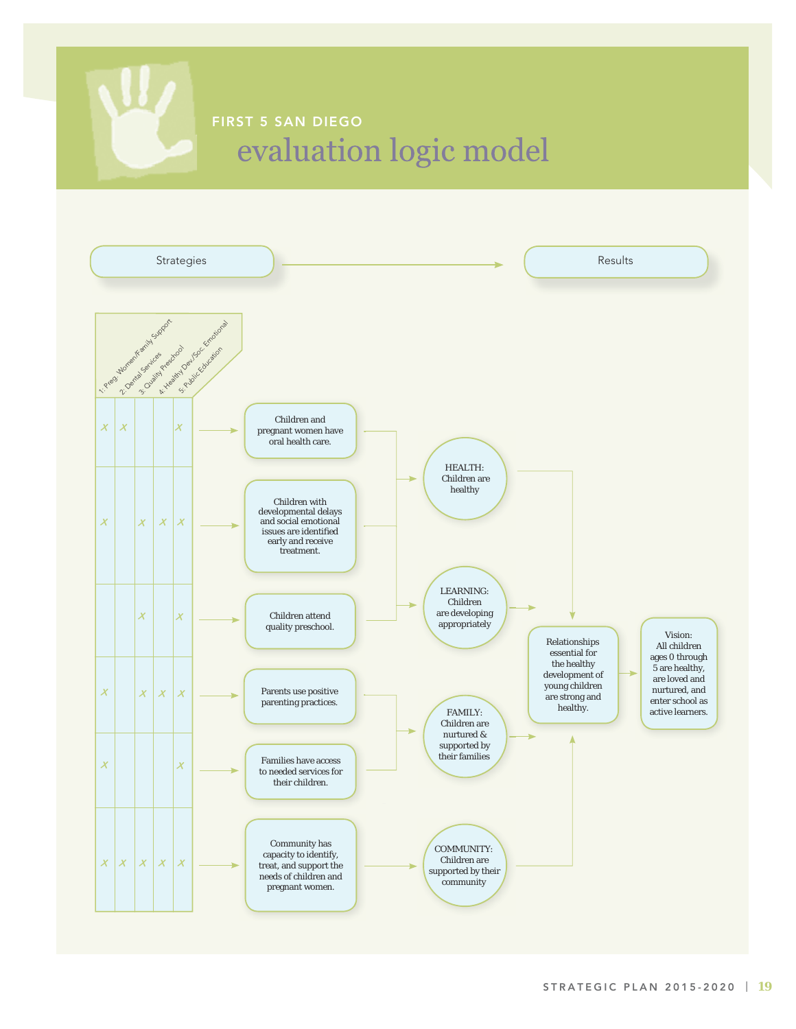FIRST 5 SAN DIEGO

# evaluation logic model

Strategies → Results

| 1: Preg. Women/Family Support | 2: Dental Services | 3: Quality Preschool | 4: Healthy Dev/Soc. Emotional | 5: Public Education | Outcome |
|---|---|---|---|---|---|
| X | X | | | X | Children and pregnant women have oral health care. |
| X | | X | X | X | Children with developmental delays and social emotional issues are identified early and receive treatment. |
| | | X | | X | Children attend quality preschool. |
| X | | X | X | X | Parents use positive parenting practices. |
| X | | | | X | Families have access to needed services for their children. |
| X | X | X | X | X | Community has capacity to identify, treat, and support the needs of children and pregnant women. |

- Children and pregnant women have oral health care; Children with developmental delays and social emotional issues are identified early and receive treatment; Children attend quality preschool → **HEALTH:** Children are healthy; **LEARNING:** Children are developing appropriately
- Parents use positive parenting practices; Families have access to needed services for their children → **FAMILY:** Children are nurtured & supported by their families
- Community has capacity to identify, treat, and support the needs of children and pregnant women → **COMMUNITY:** Children are supported by their community

HEALTH, LEARNING, FAMILY, COMMUNITY → Relationships essential for the healthy development of young children are strong and healthy. → Vision: All children ages 0 through 5 are healthy, are loved and nurtured, and enter school as active learners.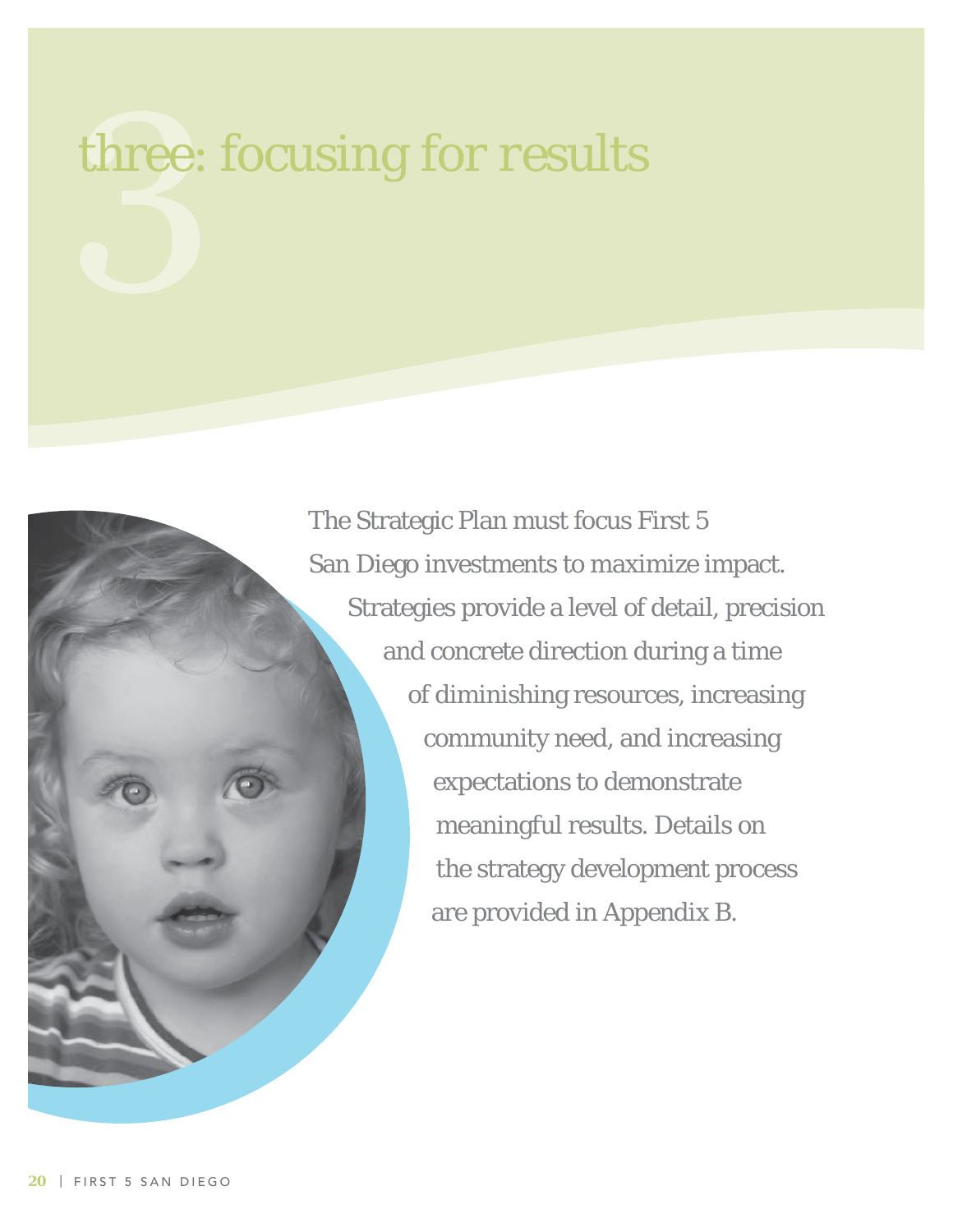# three: focusing for results

The Strategic Plan must focus First 5 San Diego investments to maximize impact. Strategies provide a level of detail, precision and concrete direction during a time of diminishing resources, increasing community need, and increasing expectations to demonstrate meaningful results. Details on the strategy development process are provided in Appendix B.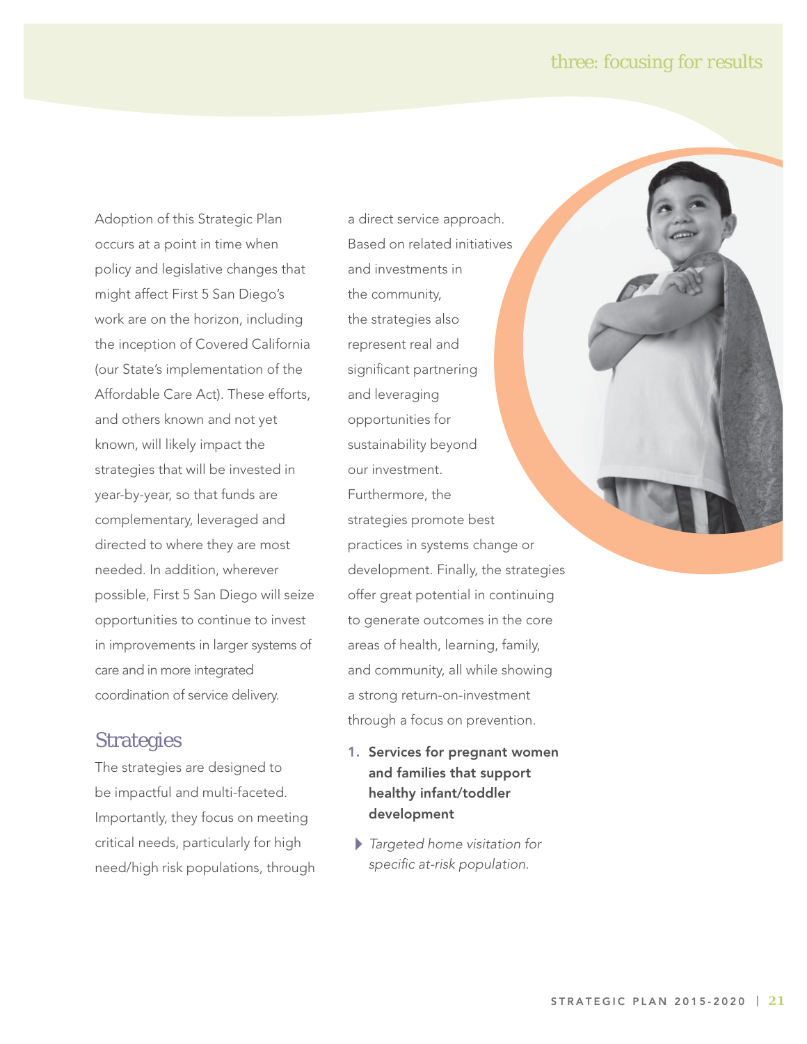Adoption of this Strategic Plan occurs at a point in time when policy and legislative changes that might affect First 5 San Diego's work are on the horizon, including the inception of Covered California (our State's implementation of the Affordable Care Act). These efforts, and others known and not yet known, will likely impact the strategies that will be invested in year-by-year, so that funds are complementary, leveraged and directed to where they are most needed. In addition, wherever possible, First 5 San Diego will seize opportunities to continue to invest in improvements in larger systems of care and in more integrated coordination of service delivery.

## Strategies

The strategies are designed to be impactful and multi-faceted. Importantly, they focus on meeting critical needs, particularly for high need/high risk populations, through a direct service approach. Based on related initiatives and investments in the community, the strategies also represent real and significant partnering and leveraging opportunities for sustainability beyond our investment. Furthermore, the strategies promote best practices in systems change or development. Finally, the strategies offer great potential in continuing to generate outcomes in the core areas of health, learning, family, and community, all while showing a strong return-on-investment through a focus on prevention.

1. **Services for pregnant women and families that support healthy infant/toddler development**

   - *Targeted home visitation for specific at-risk population.*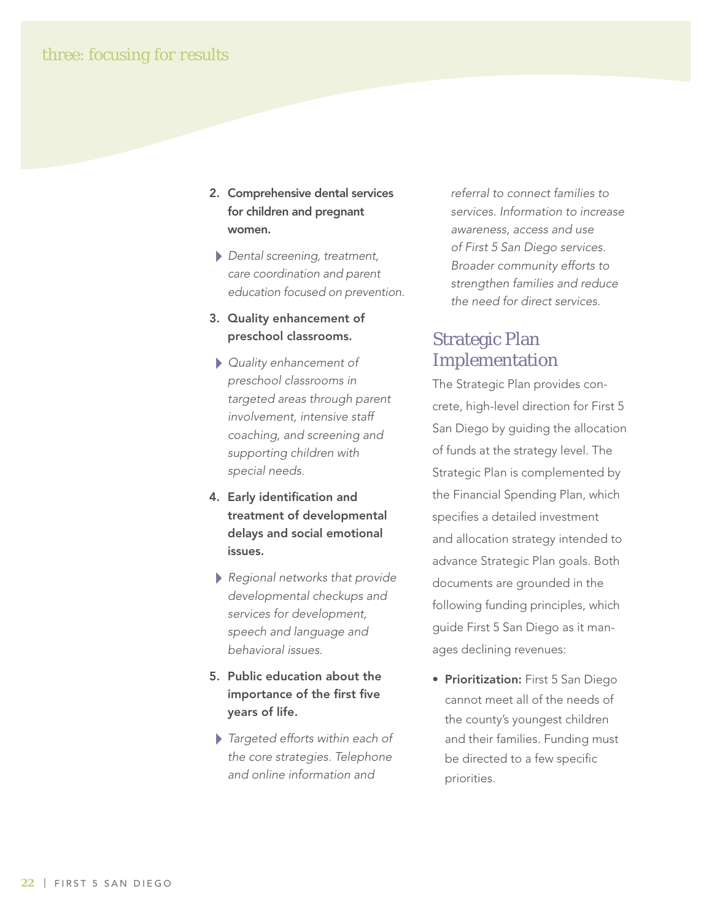2. **Comprehensive dental services for children and pregnant women.**

   - *Dental screening, treatment, care coordination and parent education focused on prevention.*

3. **Quality enhancement of preschool classrooms.**

   - *Quality enhancement of preschool classrooms in targeted areas through parent involvement, intensive staff coaching, and screening and supporting children with special needs.*

4. **Early identification and treatment of developmental delays and social emotional issues.**

   - *Regional networks that provide developmental checkups and services for development, speech and language and behavioral issues.*

5. **Public education about the importance of the first five years of life.**

   - *Targeted efforts within each of the core strategies. Telephone and online information and referral to connect families to services. Information to increase awareness, access and use of First 5 San Diego services. Broader community efforts to strengthen families and reduce the need for direct services.*

## Strategic Plan Implementation

The Strategic Plan provides concrete, high-level direction for First 5 San Diego by guiding the allocation of funds at the strategy level. The Strategic Plan is complemented by the Financial Spending Plan, which specifies a detailed investment and allocation strategy intended to advance Strategic Plan goals. Both documents are grounded in the following funding principles, which guide First 5 San Diego as it manages declining revenues:

- **Prioritization:** First 5 San Diego cannot meet all of the needs of the county's youngest children and their families. Funding must be directed to a few specific priorities.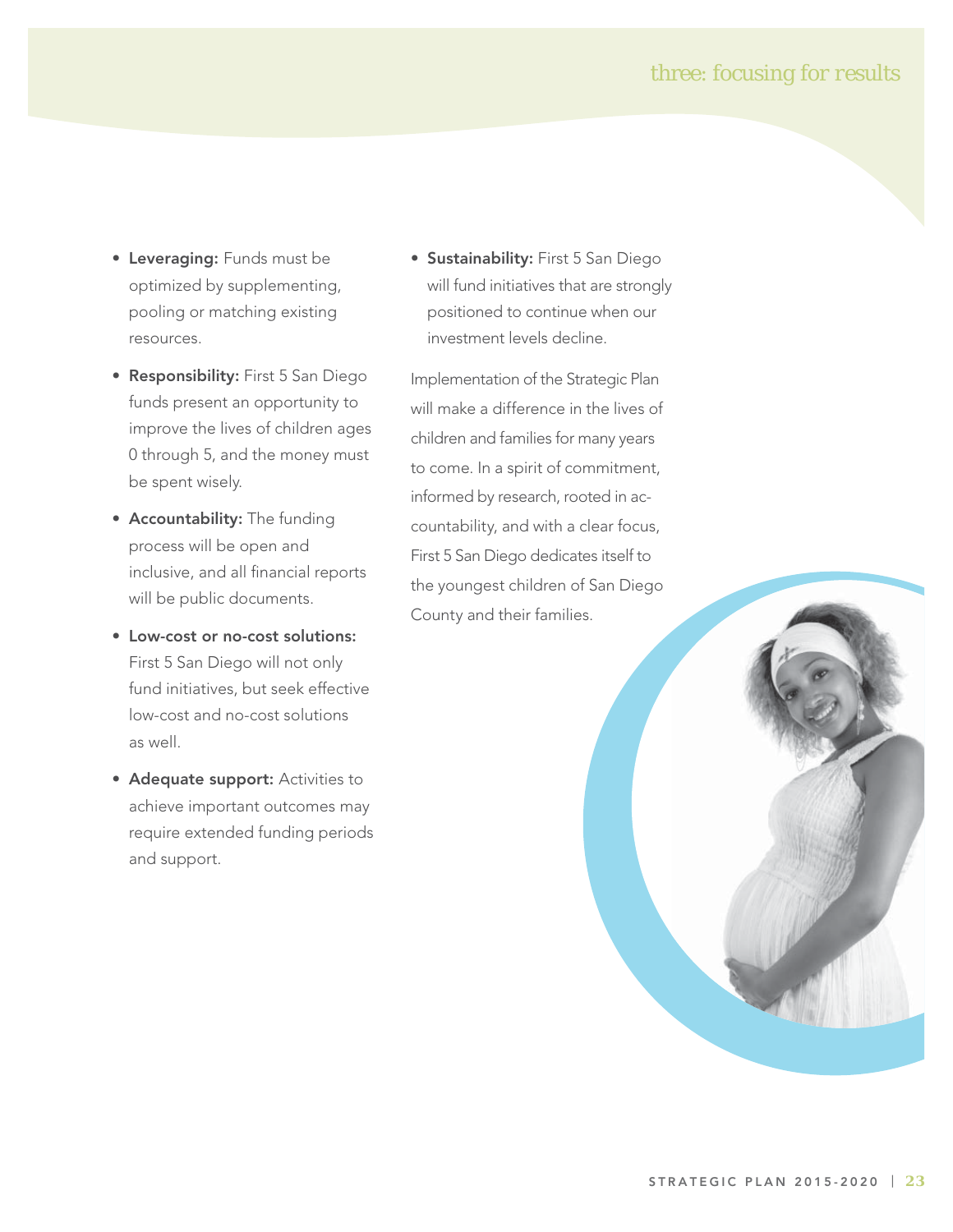- **Leveraging:** Funds must be optimized by supplementing, pooling or matching existing resources.
- **Responsibility:** First 5 San Diego funds present an opportunity to improve the lives of children ages 0 through 5, and the money must be spent wisely.
- **Accountability:** The funding process will be open and inclusive, and all financial reports will be public documents.
- **Low-cost or no-cost solutions:** First 5 San Diego will not only fund initiatives, but seek effective low-cost and no-cost solutions as well.
- **Adequate support:** Activities to achieve important outcomes may require extended funding periods and support.
- **Sustainability:** First 5 San Diego will fund initiatives that are strongly positioned to continue when our investment levels decline.

Implementation of the Strategic Plan will make a difference in the lives of children and families for many years to come. In a spirit of commitment, informed by research, rooted in accountability, and with a clear focus, First 5 San Diego dedicates itself to the youngest children of San Diego County and their families.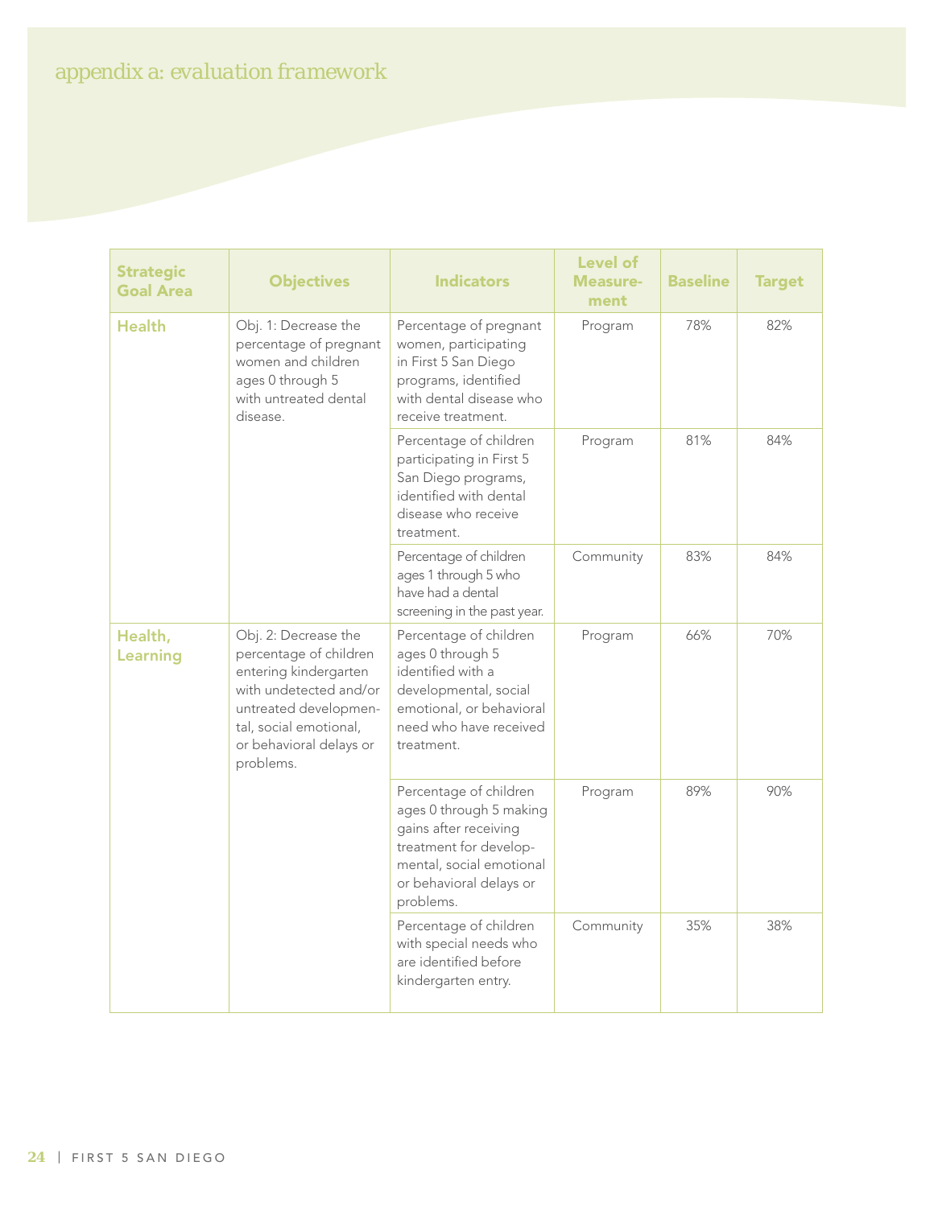# appendix a: evaluation framework

| Strategic Goal Area | Objectives | Indicators | Level of Measurement | Baseline | Target |
|---|---|---|---|---|---|
| **Health** | Obj. 1: Decrease the percentage of pregnant women and children ages 0 through 5 with untreated dental disease. | Percentage of pregnant women, participating in First 5 San Diego programs, identified with dental disease who receive treatment. | Program | 78% | 82% |
| | | Percentage of children participating in First 5 San Diego programs, identified with dental disease who receive treatment. | Program | 81% | 84% |
| | | Percentage of children ages 1 through 5 who have had a dental screening in the past year. | Community | 83% | 84% |
| **Health, Learning** | Obj. 2: Decrease the percentage of children entering kindergarten with undetected and/or untreated developmental, social emotional, or behavioral delays or problems. | Percentage of children ages 0 through 5 identified with a developmental, social emotional, or behavioral need who have received treatment. | Program | 66% | 70% |
| | | Percentage of children ages 0 through 5 making gains after receiving treatment for developmental, social emotional or behavioral delays or problems. | Program | 89% | 90% |
| | | Percentage of children with special needs who are identified before kindergarten entry. | Community | 35% | 38% |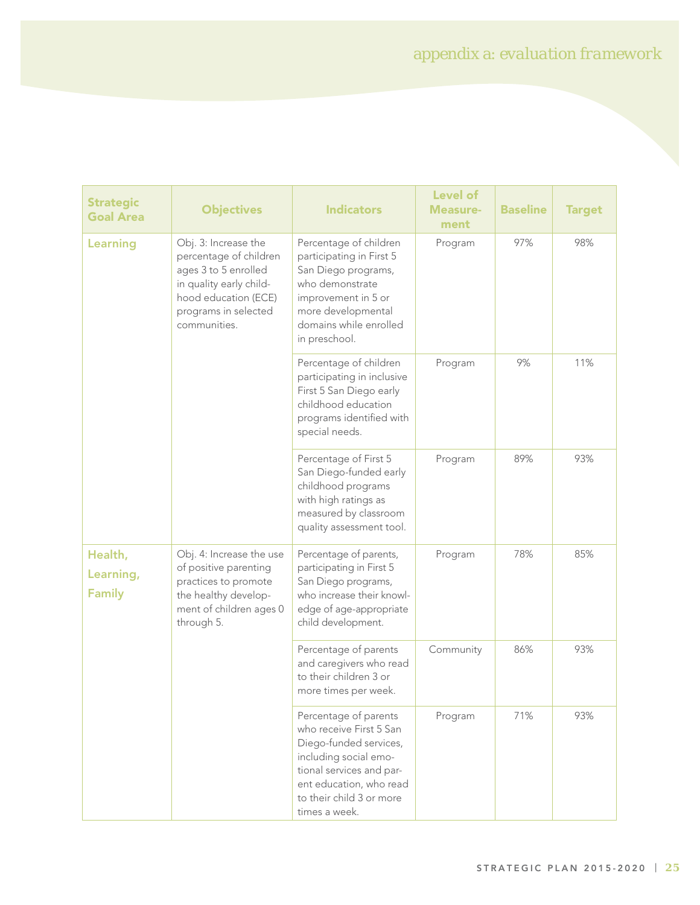# appendix a: evaluation framework

| Strategic Goal Area | Objectives | Indicators | Level of Measurement | Baseline | Target |
|---|---|---|---|---|---|
| Learning | Obj. 3: Increase the percentage of children ages 3 to 5 enrolled in quality early childhood education (ECE) programs in selected communities. | Percentage of children participating in First 5 San Diego programs, who demonstrate improvement in 5 or more developmental domains while enrolled in preschool. | Program | 97% | 98% |
| | | Percentage of children participating in inclusive First 5 San Diego early childhood education programs identified with special needs. | Program | 9% | 11% |
| | | Percentage of First 5 San Diego-funded early childhood programs with high ratings as measured by classroom quality assessment tool. | Program | 89% | 93% |
| Health, Learning, Family | Obj. 4: Increase the use of positive parenting practices to promote the healthy development of children ages 0 through 5. | Percentage of parents, participating in First 5 San Diego programs, who increase their knowledge of age-appropriate child development. | Program | 78% | 85% |
| | | Percentage of parents and caregivers who read to their children 3 or more times per week. | Community | 86% | 93% |
| | | Percentage of parents who receive First 5 San Diego-funded services, including social emotional services and parent education, who read to their child 3 or more times a week. | Program | 71% | 93% |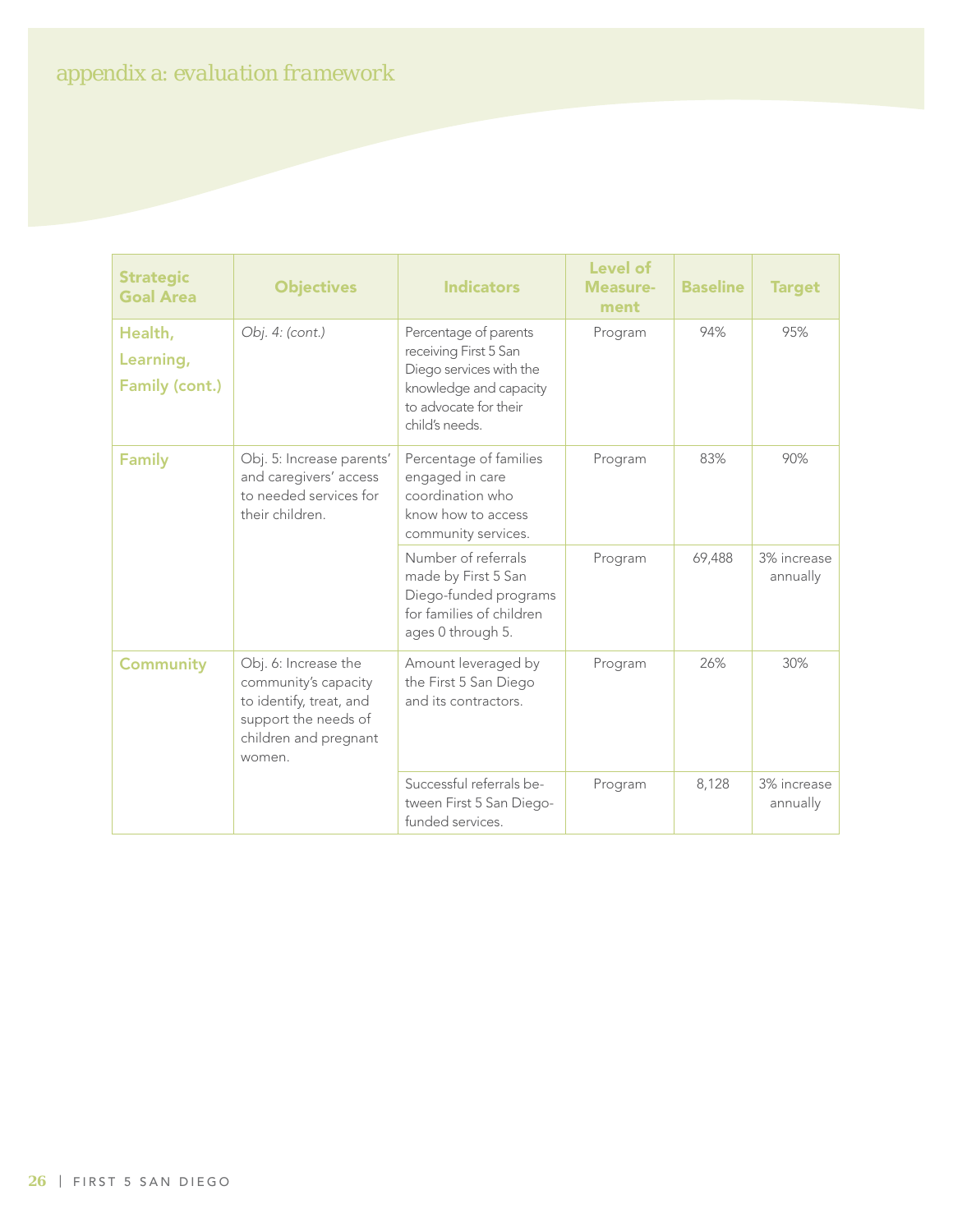# appendix a: evaluation framework

| Strategic Goal Area | Objectives | Indicators | Level of Measurement | Baseline | Target |
|---|---|---|---|---|---|
| **Health, Learning, Family (cont.)** | *Obj. 4: (cont.)* | Percentage of parents receiving First 5 San Diego services with the knowledge and capacity to advocate for their child's needs. | Program | 94% | 95% |
| **Family** | Obj. 5: Increase parents' and caregivers' access to needed services for their children. | Percentage of families engaged in care coordination who know how to access community services. | Program | 83% | 90% |
| | | Number of referrals made by First 5 San Diego-funded programs for families of children ages 0 through 5. | Program | 69,488 | 3% increase annually |
| **Community** | Obj. 6: Increase the community's capacity to identify, treat, and support the needs of children and pregnant women. | Amount leveraged by the First 5 San Diego and its contractors. | Program | 26% | 30% |
| | | Successful referrals between First 5 San Diego-funded services. | Program | 8,128 | 3% increase annually |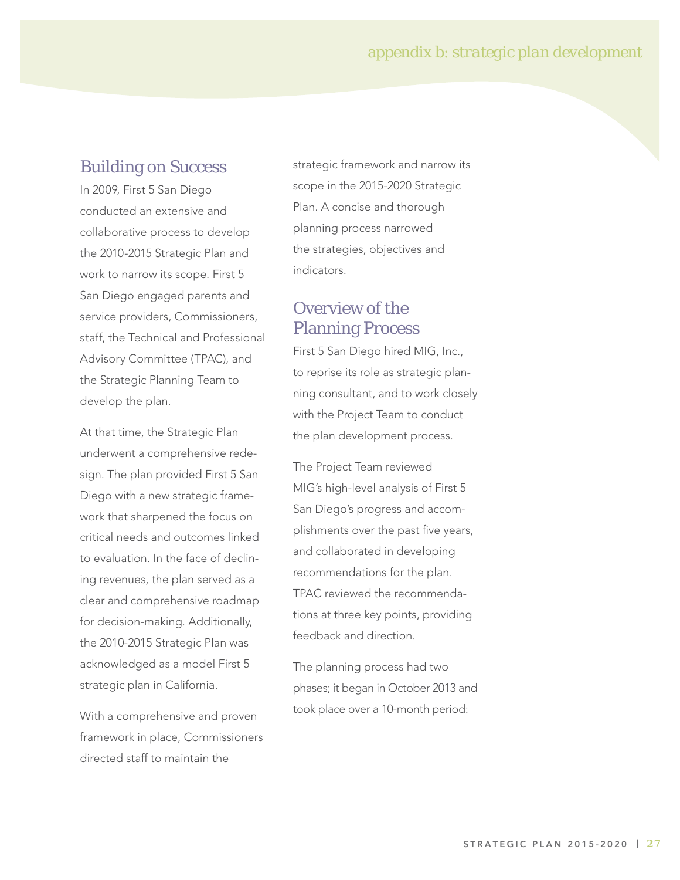## Building on Success

In 2009, First 5 San Diego conducted an extensive and collaborative process to develop the 2010-2015 Strategic Plan and work to narrow its scope. First 5 San Diego engaged parents and service providers, Commissioners, staff, the Technical and Professional Advisory Committee (TPAC), and the Strategic Planning Team to develop the plan.

At that time, the Strategic Plan underwent a comprehensive redesign. The plan provided First 5 San Diego with a new strategic framework that sharpened the focus on critical needs and outcomes linked to evaluation. In the face of declining revenues, the plan served as a clear and comprehensive roadmap for decision-making. Additionally, the 2010-2015 Strategic Plan was acknowledged as a model First 5 strategic plan in California.

With a comprehensive and proven framework in place, Commissioners directed staff to maintain the strategic framework and narrow its scope in the 2015-2020 Strategic Plan. A concise and thorough planning process narrowed the strategies, objectives and indicators.

## Overview of the Planning Process

First 5 San Diego hired MIG, Inc., to reprise its role as strategic planning consultant, and to work closely with the Project Team to conduct the plan development process.

The Project Team reviewed MIG's high-level analysis of First 5 San Diego's progress and accomplishments over the past five years, and collaborated in developing recommendations for the plan. TPAC reviewed the recommendations at three key points, providing feedback and direction.

The planning process had two phases; it began in October 2013 and took place over a 10-month period: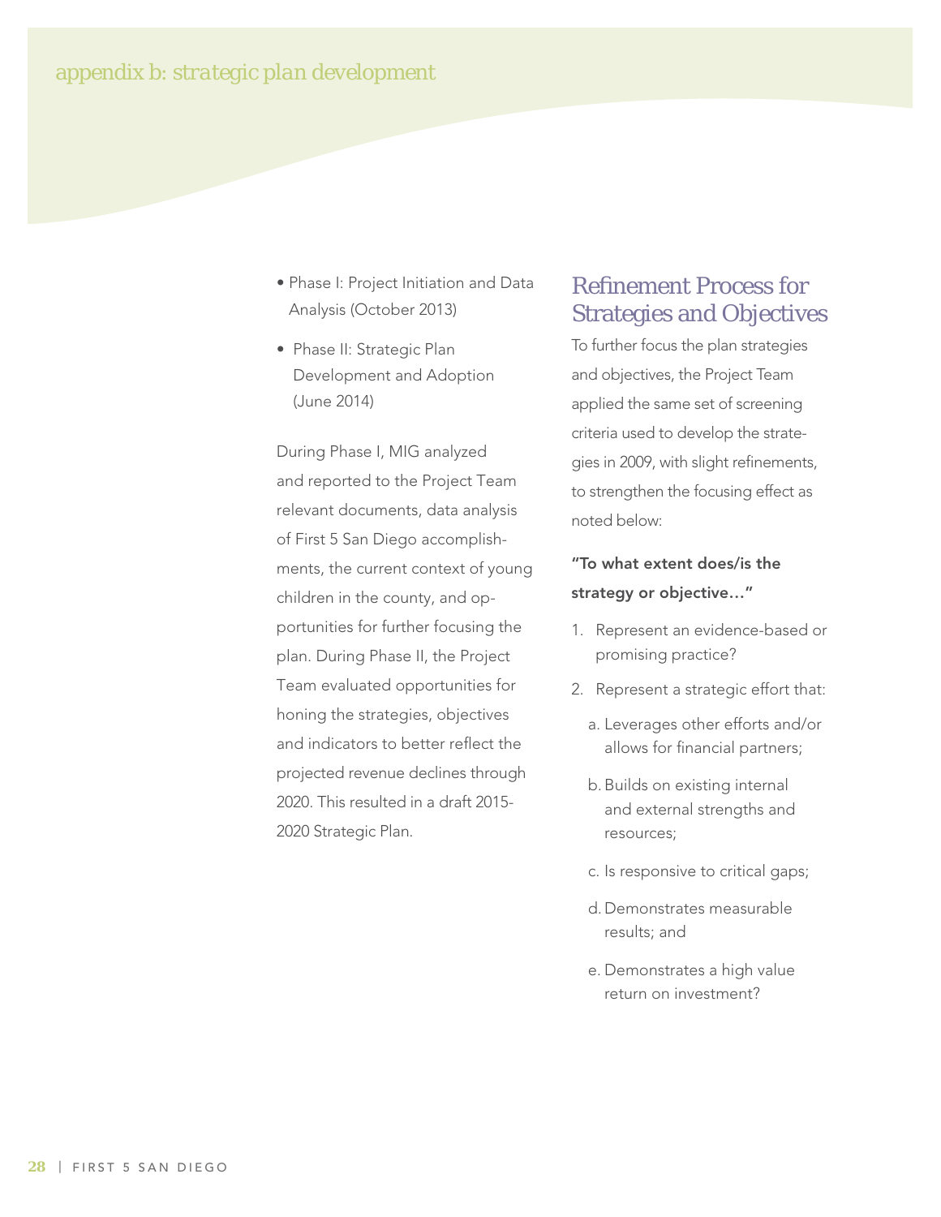- Phase I: Project Initiation and Data Analysis (October 2013)
- Phase II: Strategic Plan Development and Adoption (June 2014)

During Phase I, MIG analyzed and reported to the Project Team relevant documents, data analysis of First 5 San Diego accomplishments, the current context of young children in the county, and opportunities for further focusing the plan. During Phase II, the Project Team evaluated opportunities for honing the strategies, objectives and indicators to better reflect the projected revenue declines through 2020. This resulted in a draft 2015-2020 Strategic Plan.

## Refinement Process for Strategies and Objectives

To further focus the plan strategies and objectives, the Project Team applied the same set of screening criteria used to develop the strategies in 2009, with slight refinements, to strengthen the focusing effect as noted below:

**"To what extent does/is the strategy or objective…"**

1. Represent an evidence-based or promising practice?
2. Represent a strategic effort that:
   a. Leverages other efforts and/or allows for financial partners;
   b. Builds on existing internal and external strengths and resources;
   c. Is responsive to critical gaps;
   d. Demonstrates measurable results; and
   e. Demonstrates a high value return on investment?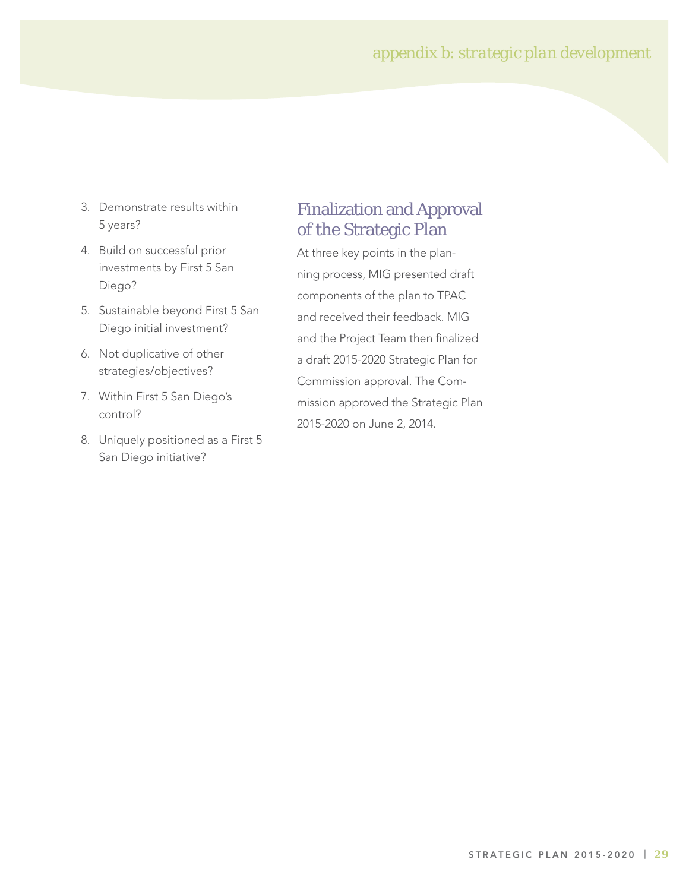3. Demonstrate results within 5 years?
4. Build on successful prior investments by First 5 San Diego?
5. Sustainable beyond First 5 San Diego initial investment?
6. Not duplicative of other strategies/objectives?
7. Within First 5 San Diego's control?
8. Uniquely positioned as a First 5 San Diego initiative?

## Finalization and Approval of the Strategic Plan

At three key points in the planning process, MIG presented draft components of the plan to TPAC and received their feedback. MIG and the Project Team then finalized a draft 2015-2020 Strategic Plan for Commission approval. The Commission approved the Strategic Plan 2015-2020 on June 2, 2014.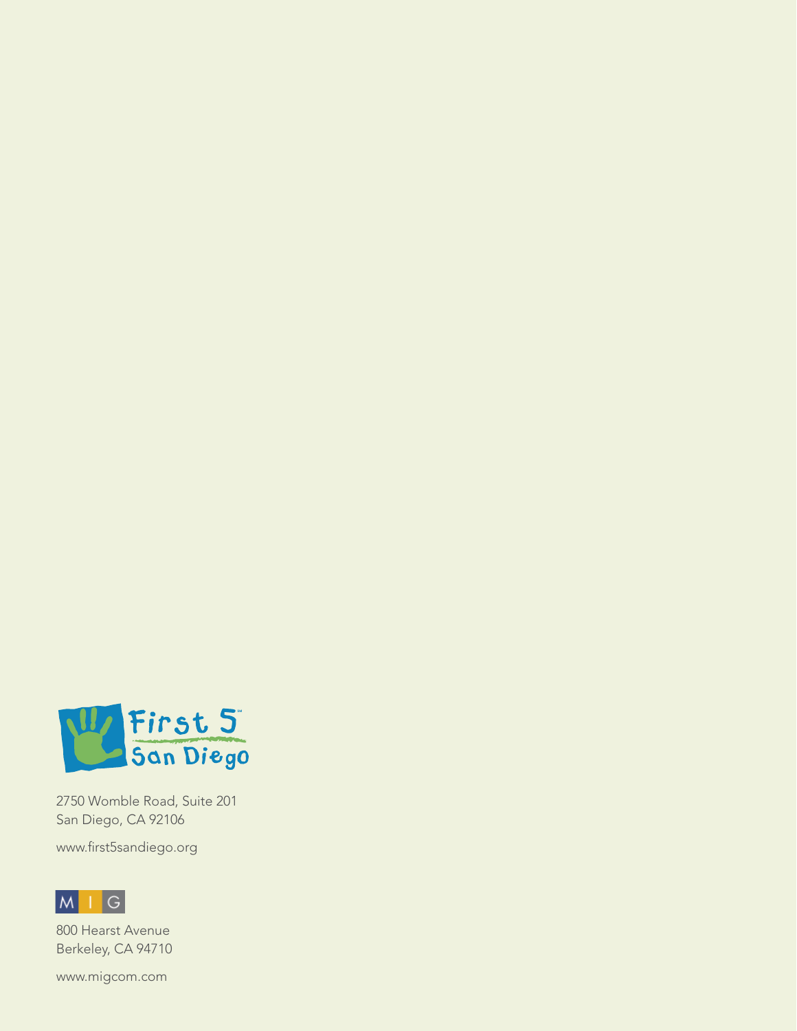First 5 San Diego

2750 Womble Road, Suite 201
San Diego, CA 92106

www.first5sandiego.org

MIG

800 Hearst Avenue
Berkeley, CA 94710

www.migcom.com